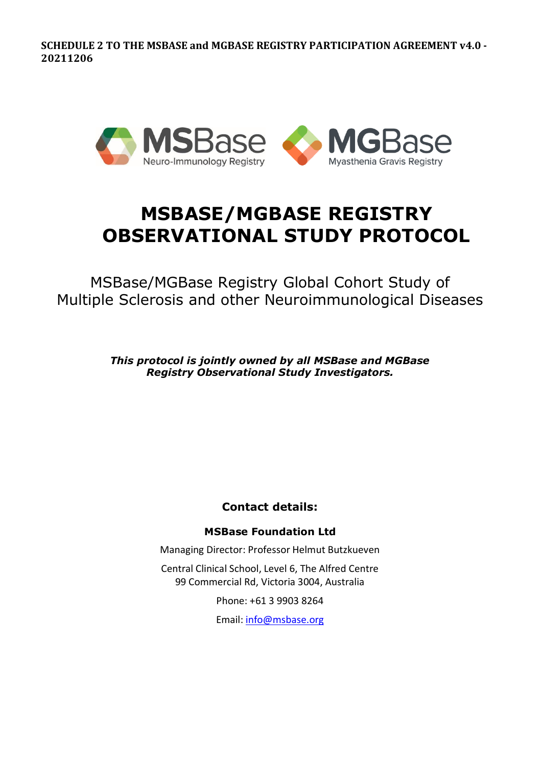**SCHEDULE 2 TO THE MSBASE and MGBASE REGISTRY PARTICIPATION AGREEMENT v4.0 - 20211206**

MSBase Neuro-Immunology Registry

MGBase Myasthenia Gravis Registry

# MSBASE/MGBASE REGISTRY OBSERVATIONAL STUDY PROTOCOL

MSBase/MGBase Registry Global Cohort Study of Multiple Sclerosis and other Neuroimmunological Diseases

***This protocol is jointly owned by all MSBase and MGBase Registry Observational Study Investigators.***

**Contact details:**

**MSBase Foundation Ltd**

Managing Director: Professor Helmut Butzkueven

Central Clinical School, Level 6, The Alfred Centre
99 Commercial Rd, Victoria 3004, Australia

Phone: +61 3 9903 8264

Email: info@msbase.org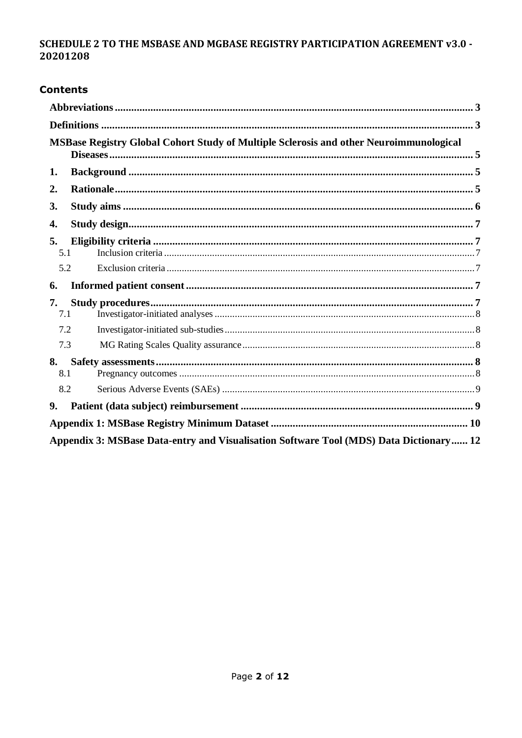# SCHEDULE 2 TO THE MSBASE AND MGBASE REGISTRY PARTICIPATION AGREEMENT v3.0 - 20201208

## Contents

**Abbreviations** ..... 3

**Definitions** ..... 3

**MSBase Registry Global Cohort Study of Multiple Sclerosis and other Neuroimmunological Diseases** ..... 5

**1. Background** ..... 5

**2. Rationale** ..... 5

**3. Study aims** ..... 6

**4. Study design** ..... 7

**5. Eligibility criteria** ..... 7

- 5.1 Inclusion criteria ..... 7
- 5.2 Exclusion criteria ..... 7

**6. Informed patient consent** ..... 7

**7. Study procedures** ..... 7

- 7.1 Investigator-initiated analyses ..... 8
- 7.2 Investigator-initiated sub-studies ..... 8
- 7.3 MG Rating Scales Quality assurance ..... 8

**8. Safety assessments** ..... 8

- 8.1 Pregnancy outcomes ..... 8
- 8.2 Serious Adverse Events (SAEs) ..... 9

**9. Patient (data subject) reimbursement** ..... 9

**Appendix 1: MSBase Registry Minimum Dataset** ..... 10

**Appendix 3: MSBase Data-entry and Visualisation Software Tool (MDS) Data Dictionary** ..... 12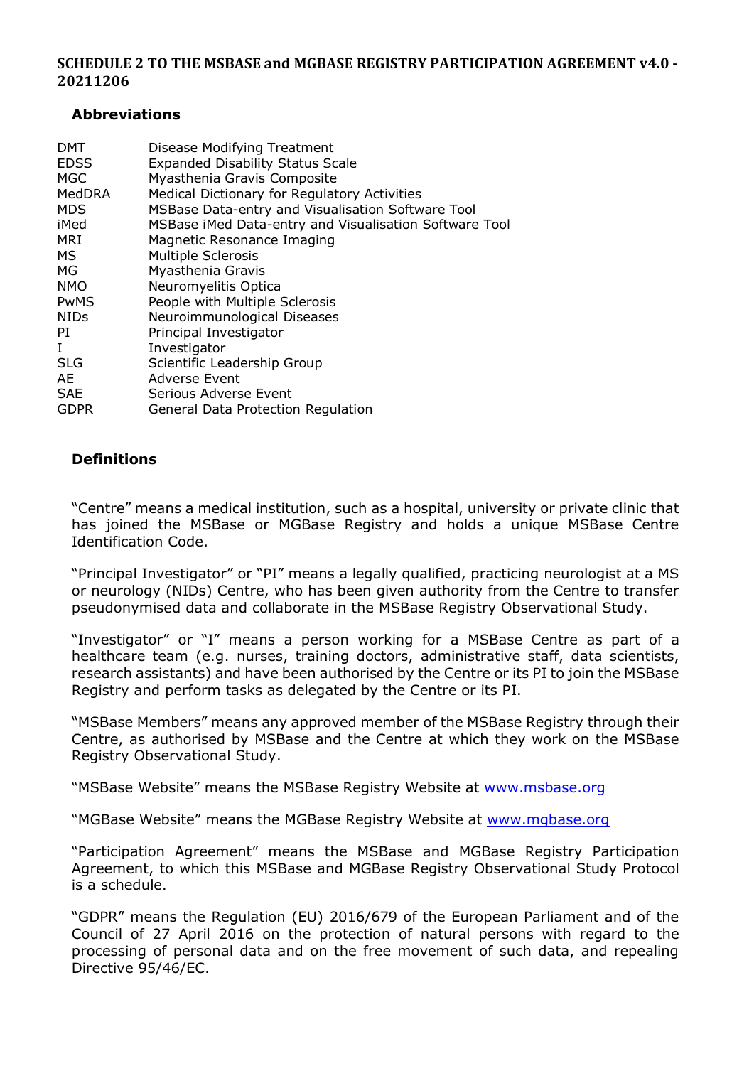**SCHEDULE 2 TO THE MSBASE and MGBASE REGISTRY PARTICIPATION AGREEMENT v4.0 - 20211206**

## Abbreviations

| | |
|---|---|
| DMT | Disease Modifying Treatment |
| EDSS | Expanded Disability Status Scale |
| MGC | Myasthenia Gravis Composite |
| MedDRA | Medical Dictionary for Regulatory Activities |
| MDS | MSBase Data-entry and Visualisation Software Tool |
| iMed | MSBase iMed Data-entry and Visualisation Software Tool |
| MRI | Magnetic Resonance Imaging |
| MS | Multiple Sclerosis |
| MG | Myasthenia Gravis |
| NMO | Neuromyelitis Optica |
| PwMS | People with Multiple Sclerosis |
| NIDs | Neuroimmunological Diseases |
| PI | Principal Investigator |
| I | Investigator |
| SLG | Scientific Leadership Group |
| AE | Adverse Event |
| SAE | Serious Adverse Event |
| GDPR | General Data Protection Regulation |

## Definitions

"Centre" means a medical institution, such as a hospital, university or private clinic that has joined the MSBase or MGBase Registry and holds a unique MSBase Centre Identification Code.

"Principal Investigator" or "PI" means a legally qualified, practicing neurologist at a MS or neurology (NIDs) Centre, who has been given authority from the Centre to transfer pseudonymised data and collaborate in the MSBase Registry Observational Study.

"Investigator" or "I" means a person working for a MSBase Centre as part of a healthcare team (e.g. nurses, training doctors, administrative staff, data scientists, research assistants) and have been authorised by the Centre or its PI to join the MSBase Registry and perform tasks as delegated by the Centre or its PI.

"MSBase Members" means any approved member of the MSBase Registry through their Centre, as authorised by MSBase and the Centre at which they work on the MSBase Registry Observational Study.

"MSBase Website" means the MSBase Registry Website at www.msbase.org

"MGBase Website" means the MGBase Registry Website at www.mgbase.org

"Participation Agreement" means the MSBase and MGBase Registry Participation Agreement, to which this MSBase and MGBase Registry Observational Study Protocol is a schedule.

"GDPR" means the Regulation (EU) 2016/679 of the European Parliament and of the Council of 27 April 2016 on the protection of natural persons with regard to the processing of personal data and on the free movement of such data, and repealing Directive 95/46/EC.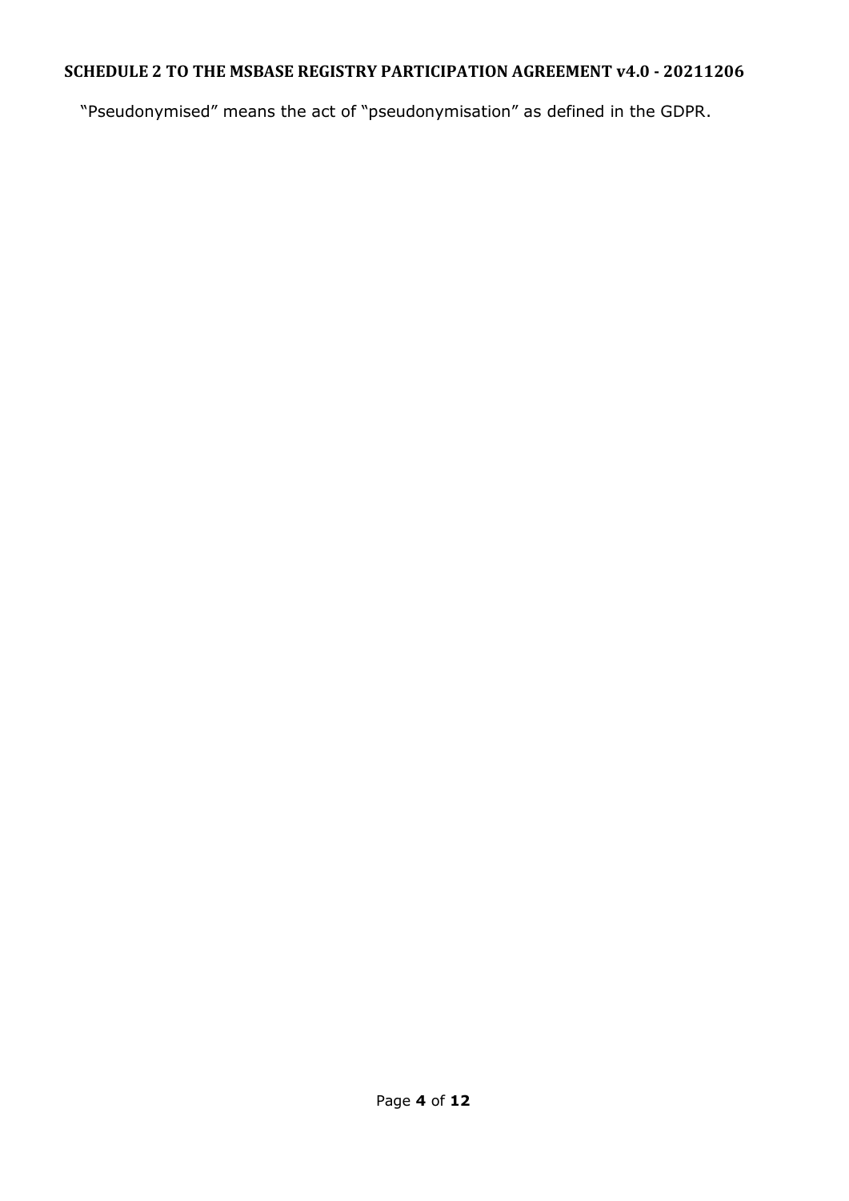"Pseudonymised" means the act of "pseudonymisation" as defined in the GDPR.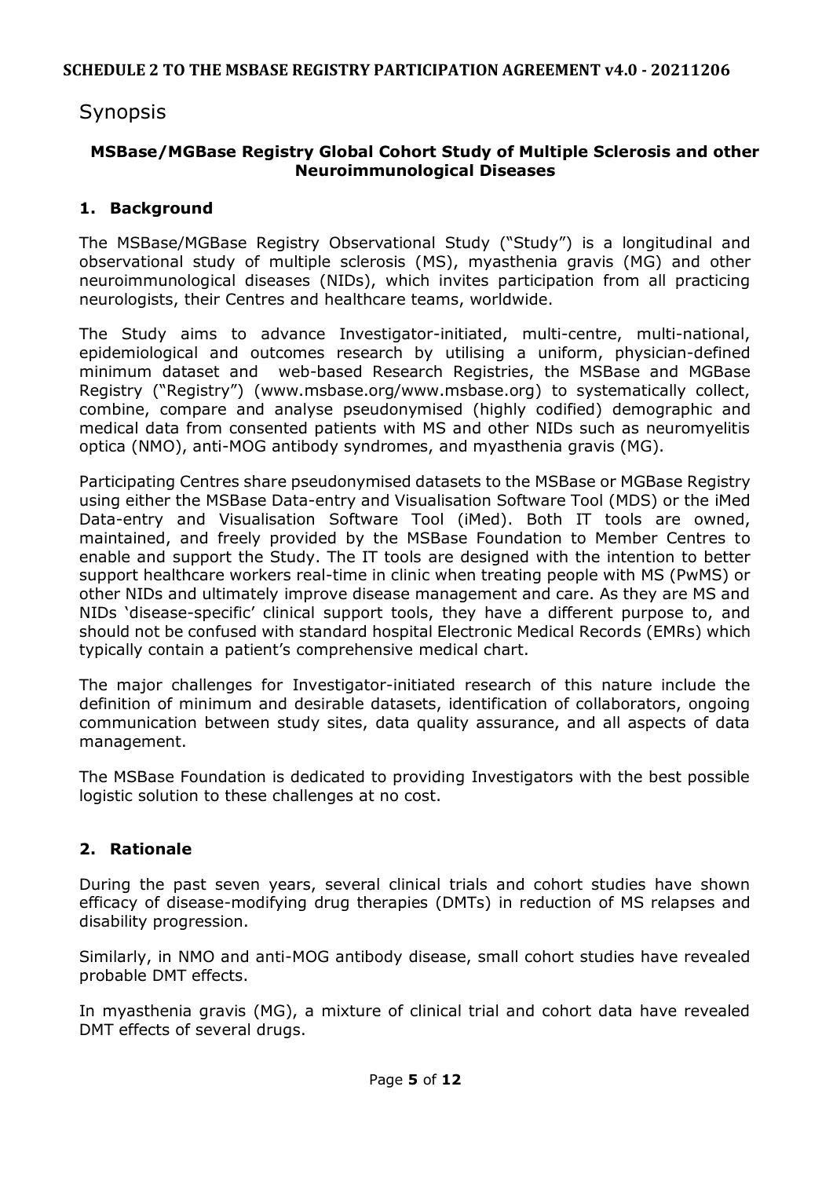# Synopsis

## MSBase/MGBase Registry Global Cohort Study of Multiple Sclerosis and other Neuroimmunological Diseases

### 1. Background

The MSBase/MGBase Registry Observational Study ("Study") is a longitudinal and observational study of multiple sclerosis (MS), myasthenia gravis (MG) and other neuroimmunological diseases (NIDs), which invites participation from all practicing neurologists, their Centres and healthcare teams, worldwide.

The Study aims to advance Investigator-initiated, multi-centre, multi-national, epidemiological and outcomes research by utilising a uniform, physician-defined minimum dataset and web-based Research Registries, the MSBase and MGBase Registry ("Registry") (www.msbase.org/www.msbase.org) to systematically collect, combine, compare and analyse pseudonymised (highly codified) demographic and medical data from consented patients with MS and other NIDs such as neuromyelitis optica (NMO), anti-MOG antibody syndromes, and myasthenia gravis (MG).

Participating Centres share pseudonymised datasets to the MSBase or MGBase Registry using either the MSBase Data-entry and Visualisation Software Tool (MDS) or the iMed Data-entry and Visualisation Software Tool (iMed). Both IT tools are owned, maintained, and freely provided by the MSBase Foundation to Member Centres to enable and support the Study. The IT tools are designed with the intention to better support healthcare workers real-time in clinic when treating people with MS (PwMS) or other NIDs and ultimately improve disease management and care. As they are MS and NIDs 'disease-specific' clinical support tools, they have a different purpose to, and should not be confused with standard hospital Electronic Medical Records (EMRs) which typically contain a patient's comprehensive medical chart.

The major challenges for Investigator-initiated research of this nature include the definition of minimum and desirable datasets, identification of collaborators, ongoing communication between study sites, data quality assurance, and all aspects of data management.

The MSBase Foundation is dedicated to providing Investigators with the best possible logistic solution to these challenges at no cost.

### 2. Rationale

During the past seven years, several clinical trials and cohort studies have shown efficacy of disease-modifying drug therapies (DMTs) in reduction of MS relapses and disability progression.

Similarly, in NMO and anti-MOG antibody disease, small cohort studies have revealed probable DMT effects.

In myasthenia gravis (MG), a mixture of clinical trial and cohort data have revealed DMT effects of several drugs.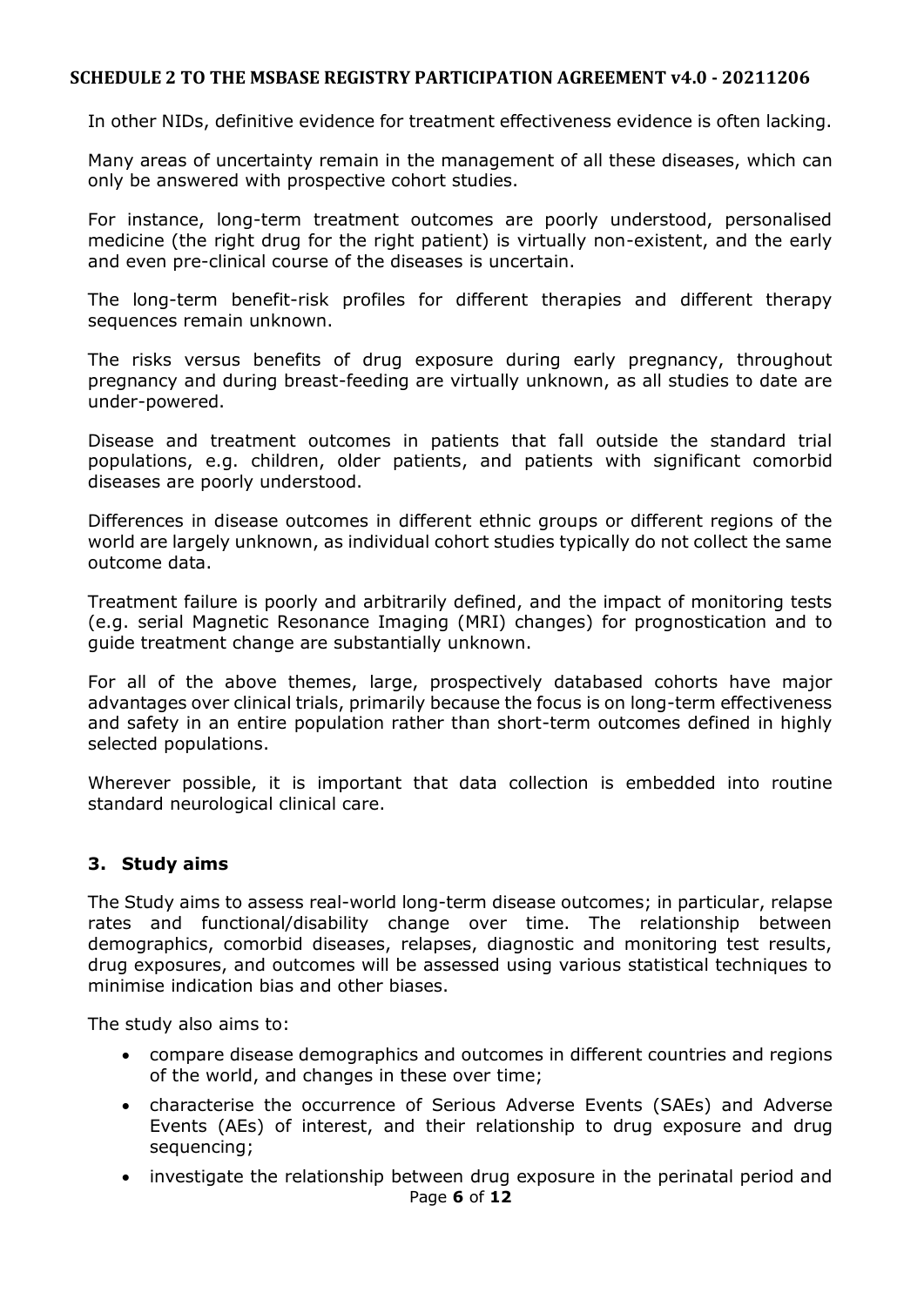In other NIDs, definitive evidence for treatment effectiveness evidence is often lacking.

Many areas of uncertainty remain in the management of all these diseases, which can only be answered with prospective cohort studies.

For instance, long-term treatment outcomes are poorly understood, personalised medicine (the right drug for the right patient) is virtually non-existent, and the early and even pre-clinical course of the diseases is uncertain.

The long-term benefit-risk profiles for different therapies and different therapy sequences remain unknown.

The risks versus benefits of drug exposure during early pregnancy, throughout pregnancy and during breast-feeding are virtually unknown, as all studies to date are under-powered.

Disease and treatment outcomes in patients that fall outside the standard trial populations, e.g. children, older patients, and patients with significant comorbid diseases are poorly understood.

Differences in disease outcomes in different ethnic groups or different regions of the world are largely unknown, as individual cohort studies typically do not collect the same outcome data.

Treatment failure is poorly and arbitrarily defined, and the impact of monitoring tests (e.g. serial Magnetic Resonance Imaging (MRI) changes) for prognostication and to guide treatment change are substantially unknown.

For all of the above themes, large, prospectively databased cohorts have major advantages over clinical trials, primarily because the focus is on long-term effectiveness and safety in an entire population rather than short-term outcomes defined in highly selected populations.

Wherever possible, it is important that data collection is embedded into routine standard neurological clinical care.

## 3. Study aims

The Study aims to assess real-world long-term disease outcomes; in particular, relapse rates and functional/disability change over time. The relationship between demographics, comorbid diseases, relapses, diagnostic and monitoring test results, drug exposures, and outcomes will be assessed using various statistical techniques to minimise indication bias and other biases.

The study also aims to:

- compare disease demographics and outcomes in different countries and regions of the world, and changes in these over time;
- characterise the occurrence of Serious Adverse Events (SAEs) and Adverse Events (AEs) of interest, and their relationship to drug exposure and drug sequencing;
- investigate the relationship between drug exposure in the perinatal period and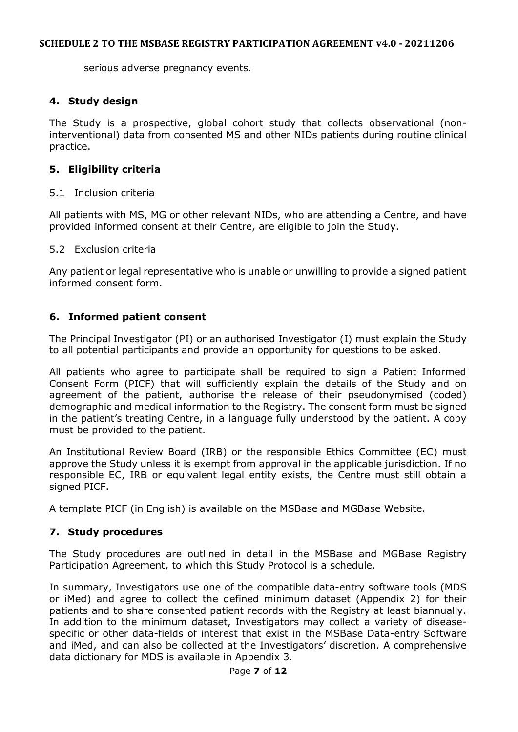serious adverse pregnancy events.

## 4. Study design

The Study is a prospective, global cohort study that collects observational (non-interventional) data from consented MS and other NIDs patients during routine clinical practice.

## 5. Eligibility criteria

5.1 Inclusion criteria

All patients with MS, MG or other relevant NIDs, who are attending a Centre, and have provided informed consent at their Centre, are eligible to join the Study.

5.2 Exclusion criteria

Any patient or legal representative who is unable or unwilling to provide a signed patient informed consent form.

## 6. Informed patient consent

The Principal Investigator (PI) or an authorised Investigator (I) must explain the Study to all potential participants and provide an opportunity for questions to be asked.

All patients who agree to participate shall be required to sign a Patient Informed Consent Form (PICF) that will sufficiently explain the details of the Study and on agreement of the patient, authorise the release of their pseudonymised (coded) demographic and medical information to the Registry. The consent form must be signed in the patient's treating Centre, in a language fully understood by the patient. A copy must be provided to the patient.

An Institutional Review Board (IRB) or the responsible Ethics Committee (EC) must approve the Study unless it is exempt from approval in the applicable jurisdiction. If no responsible EC, IRB or equivalent legal entity exists, the Centre must still obtain a signed PICF.

A template PICF (in English) is available on the MSBase and MGBase Website.

## 7. Study procedures

The Study procedures are outlined in detail in the MSBase and MGBase Registry Participation Agreement, to which this Study Protocol is a schedule.

In summary, Investigators use one of the compatible data-entry software tools (MDS or iMed) and agree to collect the defined minimum dataset (Appendix 2) for their patients and to share consented patient records with the Registry at least biannually. In addition to the minimum dataset, Investigators may collect a variety of disease-specific or other data-fields of interest that exist in the MSBase Data-entry Software and iMed, and can also be collected at the Investigators' discretion. A comprehensive data dictionary for MDS is available in Appendix 3.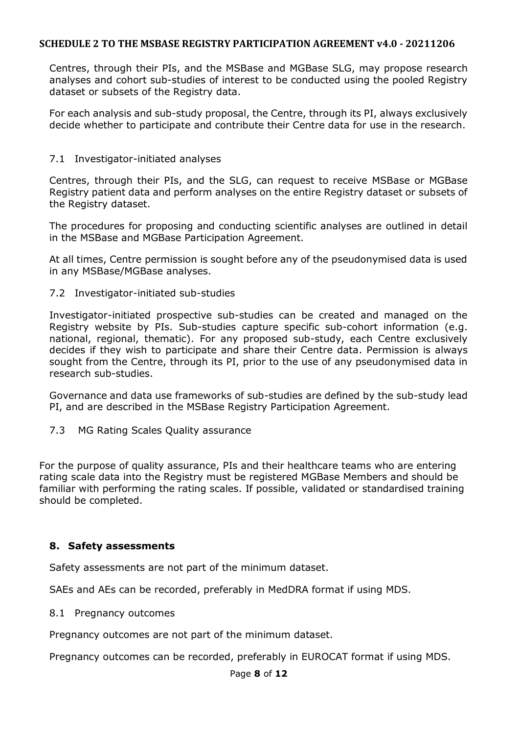Centres, through their PIs, and the MSBase and MGBase SLG, may propose research analyses and cohort sub-studies of interest to be conducted using the pooled Registry dataset or subsets of the Registry data.

For each analysis and sub-study proposal, the Centre, through its PI, always exclusively decide whether to participate and contribute their Centre data for use in the research.

### 7.1 Investigator-initiated analyses

Centres, through their PIs, and the SLG, can request to receive MSBase or MGBase Registry patient data and perform analyses on the entire Registry dataset or subsets of the Registry dataset.

The procedures for proposing and conducting scientific analyses are outlined in detail in the MSBase and MGBase Participation Agreement.

At all times, Centre permission is sought before any of the pseudonymised data is used in any MSBase/MGBase analyses.

### 7.2 Investigator-initiated sub-studies

Investigator-initiated prospective sub-studies can be created and managed on the Registry website by PIs. Sub-studies capture specific sub-cohort information (e.g. national, regional, thematic). For any proposed sub-study, each Centre exclusively decides if they wish to participate and share their Centre data. Permission is always sought from the Centre, through its PI, prior to the use of any pseudonymised data in research sub-studies.

Governance and data use frameworks of sub-studies are defined by the sub-study lead PI, and are described in the MSBase Registry Participation Agreement.

### 7.3 MG Rating Scales Quality assurance

For the purpose of quality assurance, PIs and their healthcare teams who are entering rating scale data into the Registry must be registered MGBase Members and should be familiar with performing the rating scales. If possible, validated or standardised training should be completed.

## 8. Safety assessments

Safety assessments are not part of the minimum dataset.

SAEs and AEs can be recorded, preferably in MedDRA format if using MDS.

### 8.1 Pregnancy outcomes

Pregnancy outcomes are not part of the minimum dataset.

Pregnancy outcomes can be recorded, preferably in EUROCAT format if using MDS.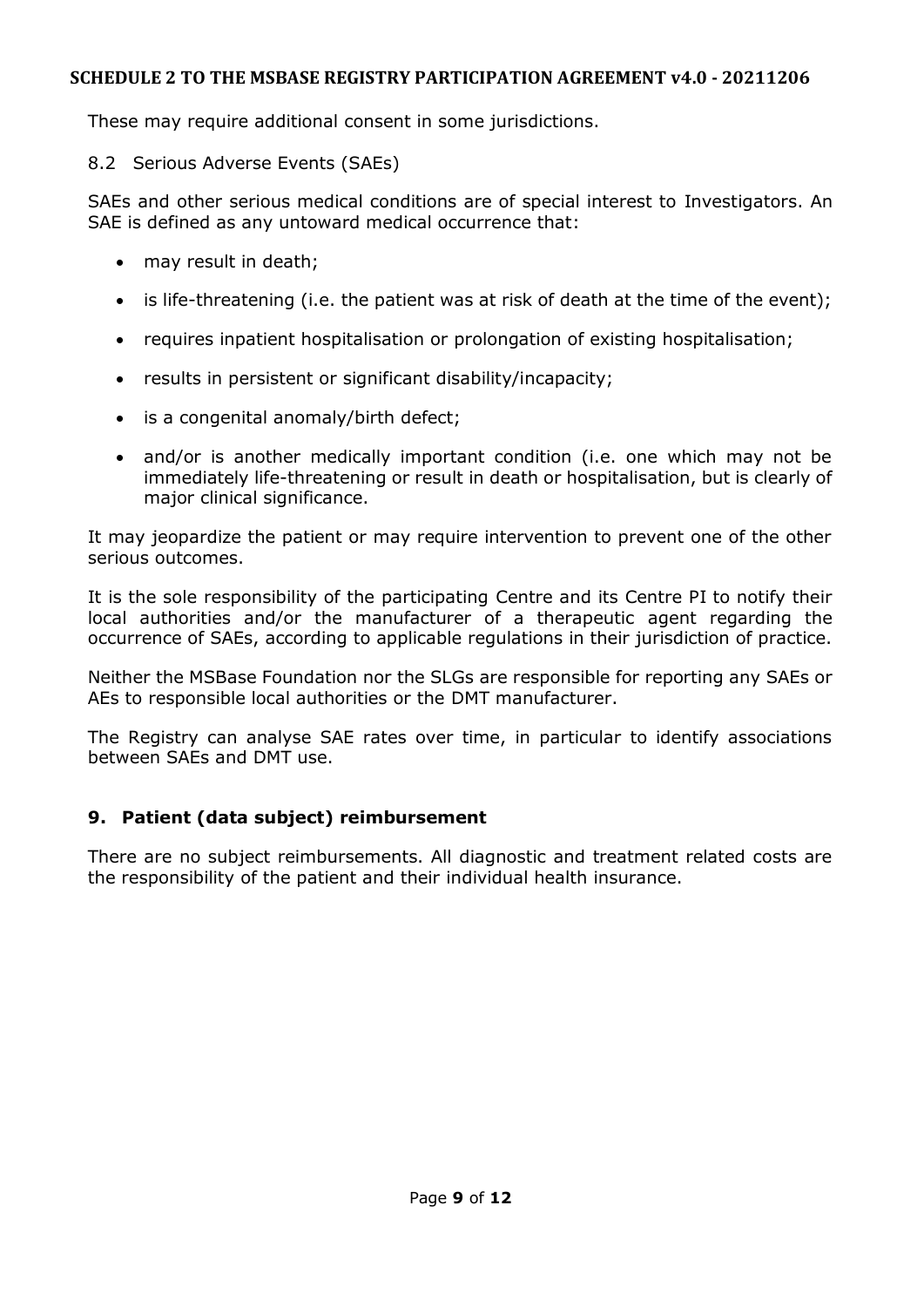These may require additional consent in some jurisdictions.

### 8.2 Serious Adverse Events (SAEs)

SAEs and other serious medical conditions are of special interest to Investigators. An SAE is defined as any untoward medical occurrence that:

- may result in death;
- is life-threatening (i.e. the patient was at risk of death at the time of the event);
- requires inpatient hospitalisation or prolongation of existing hospitalisation;
- results in persistent or significant disability/incapacity;
- is a congenital anomaly/birth defect;
- and/or is another medically important condition (i.e. one which may not be immediately life-threatening or result in death or hospitalisation, but is clearly of major clinical significance.

It may jeopardize the patient or may require intervention to prevent one of the other serious outcomes.

It is the sole responsibility of the participating Centre and its Centre PI to notify their local authorities and/or the manufacturer of a therapeutic agent regarding the occurrence of SAEs, according to applicable regulations in their jurisdiction of practice.

Neither the MSBase Foundation nor the SLGs are responsible for reporting any SAEs or AEs to responsible local authorities or the DMT manufacturer.

The Registry can analyse SAE rates over time, in particular to identify associations between SAEs and DMT use.

## 9. Patient (data subject) reimbursement

There are no subject reimbursements. All diagnostic and treatment related costs are the responsibility of the patient and their individual health insurance.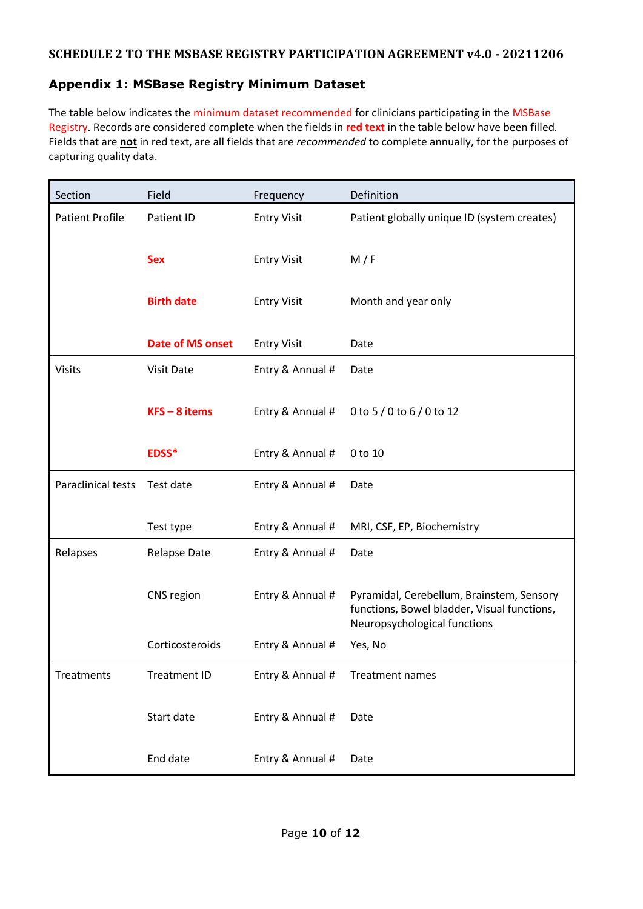**SCHEDULE 2 TO THE MSBASE REGISTRY PARTICIPATION AGREEMENT v4.0 - 20211206**

## Appendix 1: MSBase Registry Minimum Dataset

The table below indicates the minimum dataset recommended for clinicians participating in the MSBase Registry. Records are considered complete when the fields in **red text** in the table below have been filled. Fields that are **not** in red text, are all fields that are *recommended* to complete annually, for the purposes of capturing quality data.

| Section | Field | Frequency | Definition |
|---|---|---|---|
| Patient Profile | Patient ID | Entry Visit | Patient globally unique ID (system creates) |
| | **Sex** | Entry Visit | M / F |
| | **Birth date** | Entry Visit | Month and year only |
| | **Date of MS onset** | Entry Visit | Date |
| Visits | Visit Date | Entry & Annual # | Date |
| | **KFS – 8 items** | Entry & Annual # | 0 to 5 / 0 to 6 / 0 to 12 |
| | **EDSS*** | Entry & Annual # | 0 to 10 |
| Paraclinical tests | Test date | Entry & Annual # | Date |
| | Test type | Entry & Annual # | MRI, CSF, EP, Biochemistry |
| Relapses | Relapse Date | Entry & Annual # | Date |
| | CNS region | Entry & Annual # | Pyramidal, Cerebellum, Brainstem, Sensory functions, Bowel bladder, Visual functions, Neuropsychological functions |
| | Corticosteroids | Entry & Annual # | Yes, No |
| Treatments | Treatment ID | Entry & Annual # | Treatment names |
| | Start date | Entry & Annual # | Date |
| | End date | Entry & Annual # | Date |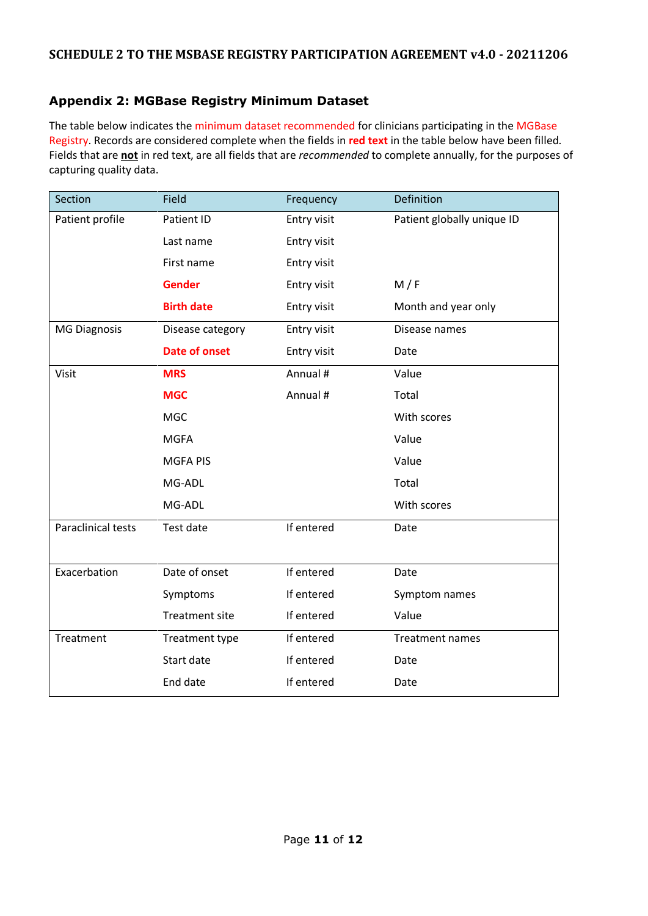## Appendix 2: MGBase Registry Minimum Dataset

The table below indicates the minimum dataset recommended for clinicians participating in the MGBase Registry. Records are considered complete when the fields in **red text** in the table below have been filled. Fields that are **not** in red text, are all fields that are *recommended* to complete annually, for the purposes of capturing quality data.

| Section | Field | Frequency | Definition |
|---|---|---|---|
| Patient profile | Patient ID | Entry visit | Patient globally unique ID |
| | Last name | Entry visit | |
| | First name | Entry visit | |
| | **Gender** | Entry visit | M / F |
| | **Birth date** | Entry visit | Month and year only |
| MG Diagnosis | Disease category | Entry visit | Disease names |
| | **Date of onset** | Entry visit | Date |
| Visit | **MRS** | Annual # | Value |
| | **MGC** | Annual # | Total |
| | MGC | | With scores |
| | MGFA | | Value |
| | MGFA PIS | | Value |
| | MG-ADL | | Total |
| | MG-ADL | | With scores |
| Paraclinical tests | Test date | If entered | Date |
| Exacerbation | Date of onset | If entered | Date |
| | Symptoms | If entered | Symptom names |
| | Treatment site | If entered | Value |
| Treatment | Treatment type | If entered | Treatment names |
| | Start date | If entered | Date |
| | End date | If entered | Date |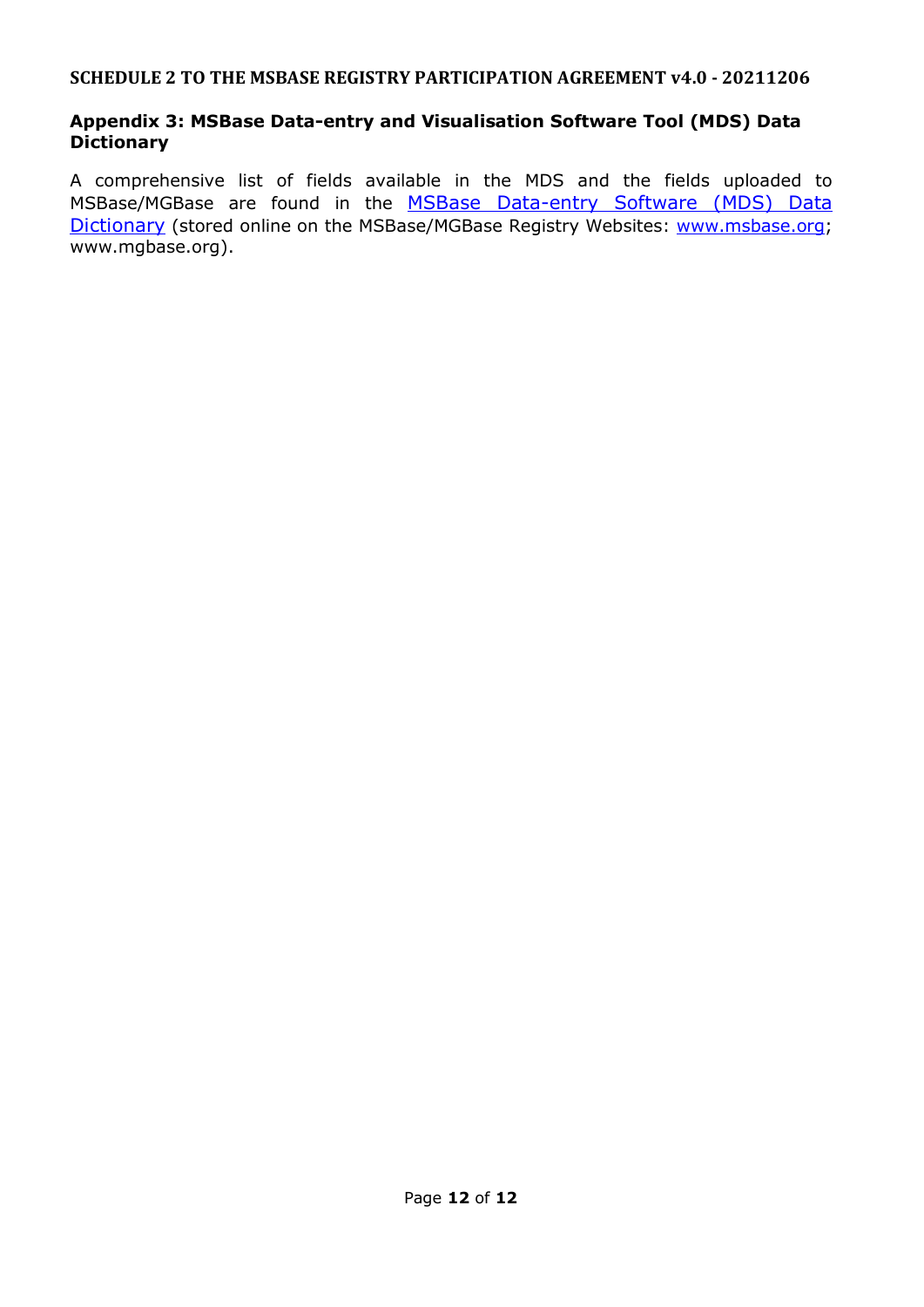## Appendix 3: MSBase Data-entry and Visualisation Software Tool (MDS) Data Dictionary

A comprehensive list of fields available in the MDS and the fields uploaded to MSBase/MGBase are found in the MSBase Data-entry Software (MDS) Data Dictionary (stored online on the MSBase/MGBase Registry Websites: www.msbase.org; www.mgbase.org).